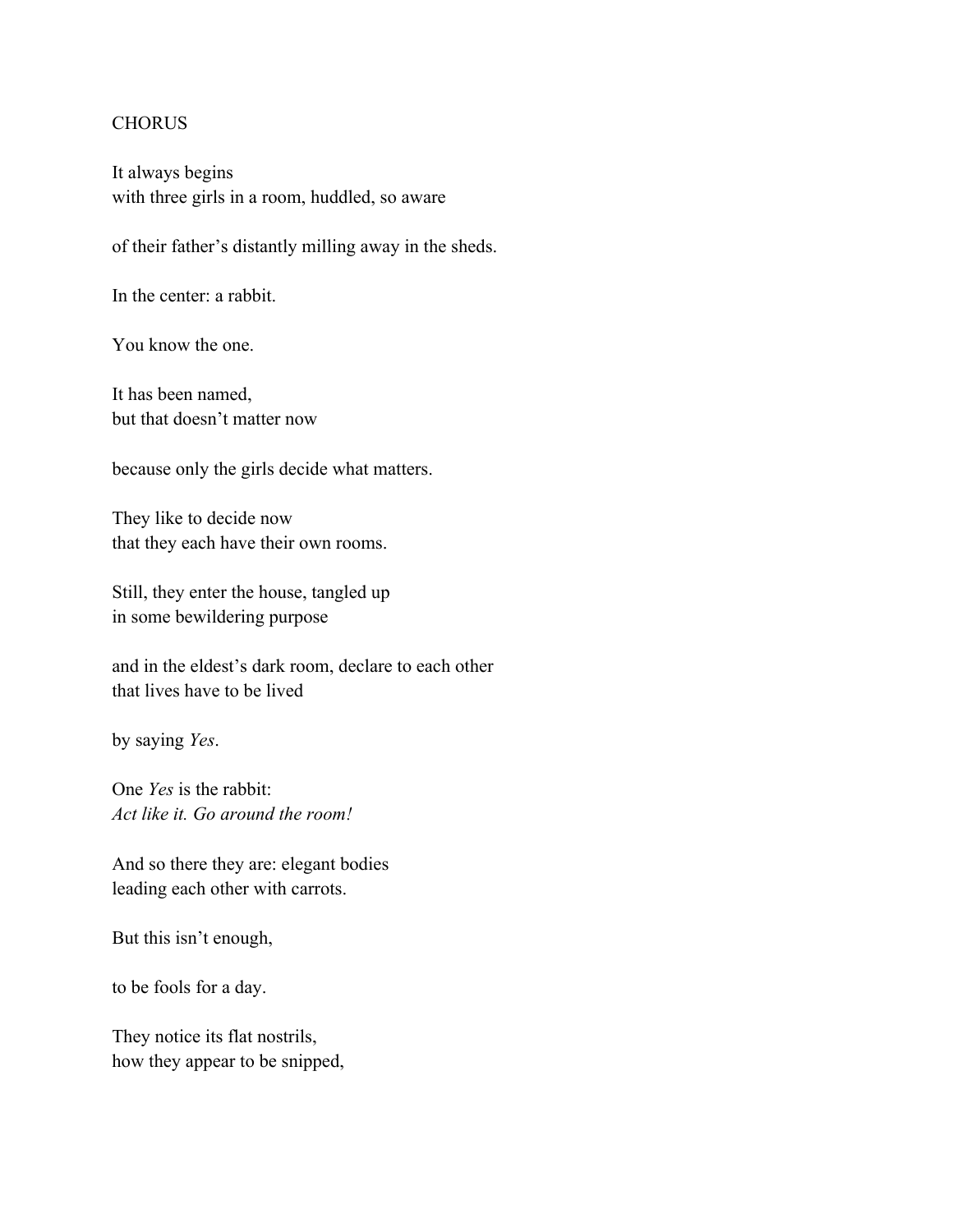CHORUS

It always begins  
with three girls in a room, huddled, so aware

of their father's distantly milling away in the sheds.

In the center: a rabbit.

You know the one.

It has been named,  
but that doesn't matter now

because only the girls decide what matters.

They like to decide now  
that they each have their own rooms.

Still, they enter the house, tangled up  
in some bewildering purpose

and in the eldest's dark room, declare to each other  
that lives have to be lived

by saying *Yes*.

One *Yes* is the rabbit:  
*Act like it. Go around the room!*

And so there they are: elegant bodies  
leading each other with carrots.

But this isn't enough,

to be fools for a day.

They notice its flat nostrils,  
how they appear to be snipped,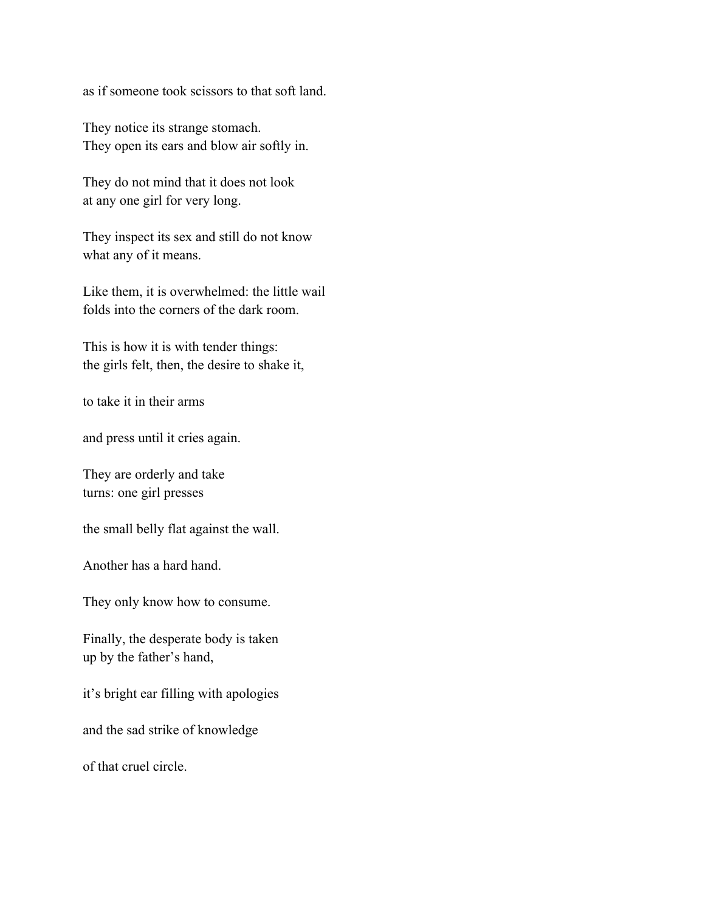as if someone took scissors to that soft land.

They notice its strange stomach.
They open its ears and blow air softly in.

They do not mind that it does not look
at any one girl for very long.

They inspect its sex and still do not know
what any of it means.

Like them, it is overwhelmed: the little wail
folds into the corners of the dark room.

This is how it is with tender things:
the girls felt, then, the desire to shake it,

to take it in their arms

and press until it cries again.

They are orderly and take
turns: one girl presses

the small belly flat against the wall.

Another has a hard hand.

They only know how to consume.

Finally, the desperate body is taken
up by the father's hand,

it's bright ear filling with apologies

and the sad strike of knowledge

of that cruel circle.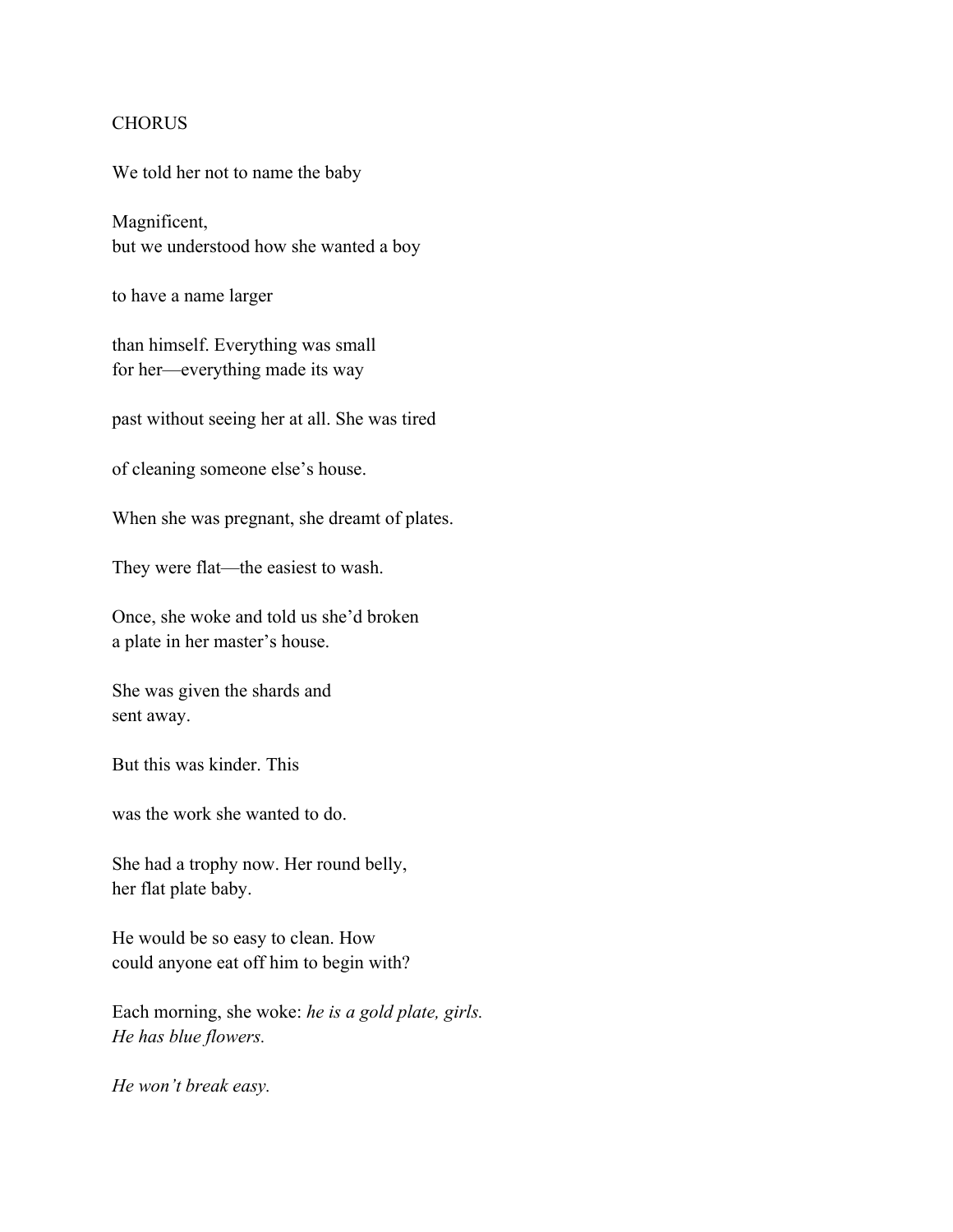CHORUS

We told her not to name the baby

Magnificent,  
but we understood how she wanted a boy

to have a name larger

than himself. Everything was small  
for her—everything made its way

past without seeing her at all. She was tired

of cleaning someone else's house.

When she was pregnant, she dreamt of plates.

They were flat—the easiest to wash.

Once, she woke and told us she'd broken  
a plate in her master's house.

She was given the shards and  
sent away.

But this was kinder. This

was the work she wanted to do.

She had a trophy now. Her round belly,  
her flat plate baby.

He would be so easy to clean. How  
could anyone eat off him to begin with?

Each morning, she woke: *he is a gold plate, girls.*  
*He has blue flowers.*

*He won't break easy.*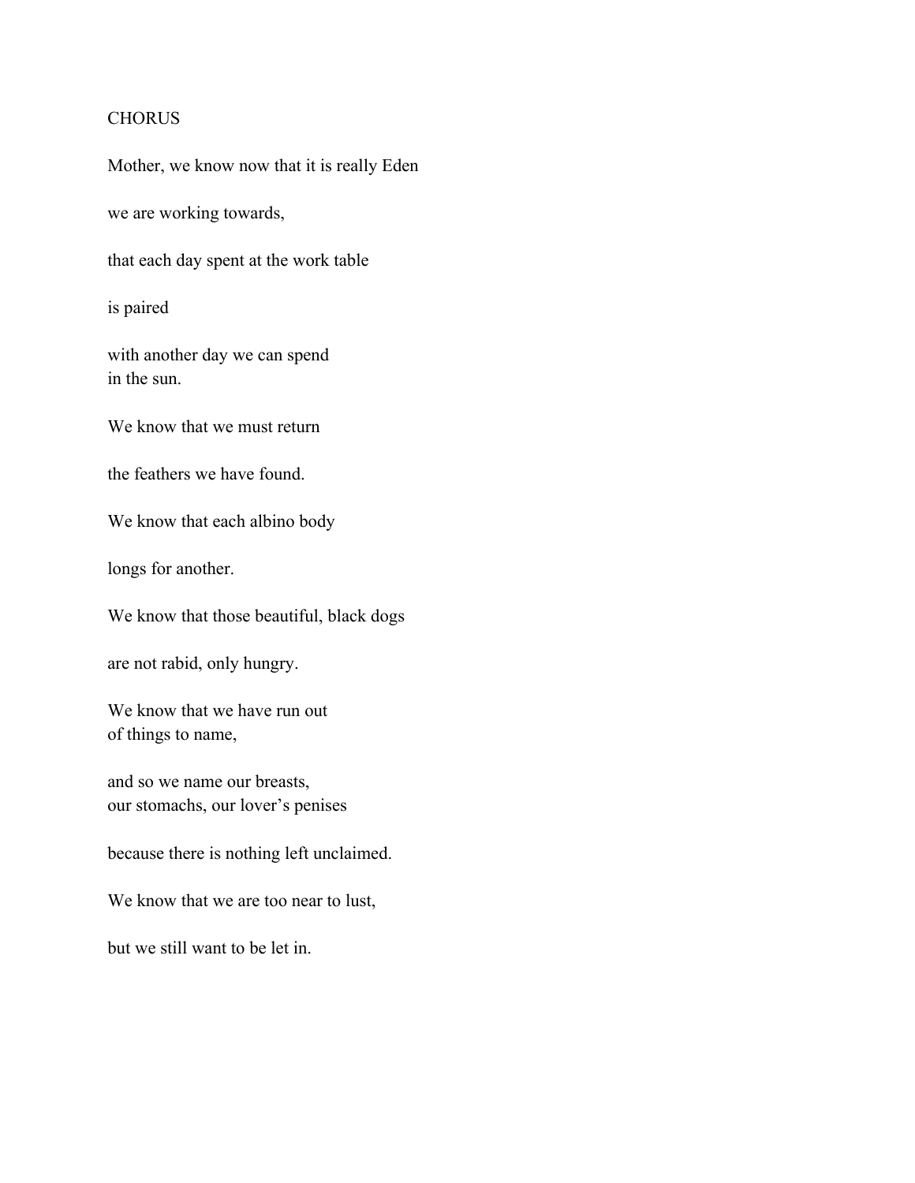CHORUS

Mother, we know now that it is really Eden

we are working towards,

that each day spent at the work table

is paired

with another day we can spend
in the sun.

We know that we must return

the feathers we have found.

We know that each albino body

longs for another.

We know that those beautiful, black dogs

are not rabid, only hungry.

We know that we have run out
of things to name,

and so we name our breasts,
our stomachs, our lover's penises

because there is nothing left unclaimed.

We know that we are too near to lust,

but we still want to be let in.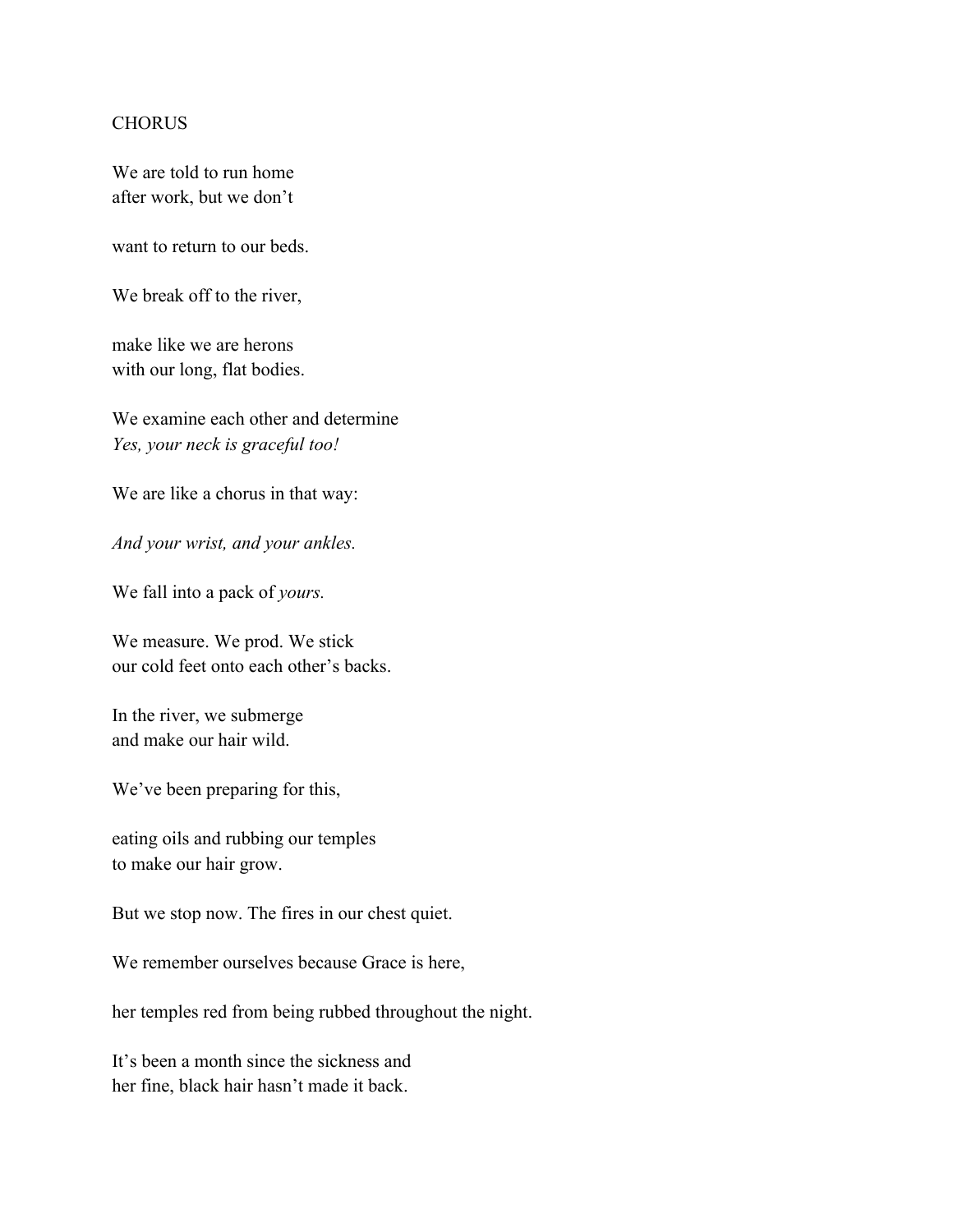CHORUS

We are told to run home  
after work, but we don't

want to return to our beds.

We break off to the river,

make like we are herons  
with our long, flat bodies.

We examine each other and determine  
*Yes, your neck is graceful too!*

We are like a chorus in that way:

*And your wrist, and your ankles.*

We fall into a pack of *yours.*

We measure. We prod. We stick  
our cold feet onto each other's backs.

In the river, we submerge  
and make our hair wild.

We've been preparing for this,

eating oils and rubbing our temples  
to make our hair grow.

But we stop now. The fires in our chest quiet.

We remember ourselves because Grace is here,

her temples red from being rubbed throughout the night.

It's been a month since the sickness and  
her fine, black hair hasn't made it back.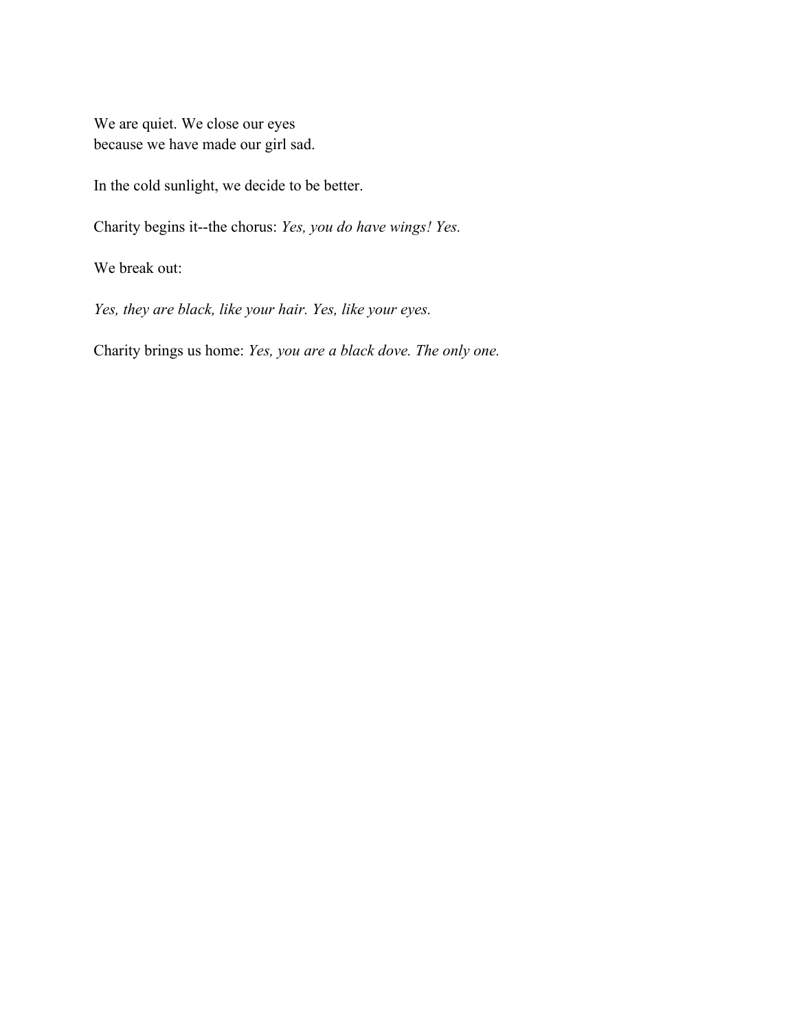We are quiet. We close our eyes  
because we have made our girl sad.

In the cold sunlight, we decide to be better.

Charity begins it--the chorus: *Yes, you do have wings! Yes.*

We break out:

*Yes, they are black, like your hair. Yes, like your eyes.*

Charity brings us home: *Yes, you are a black dove. The only one.*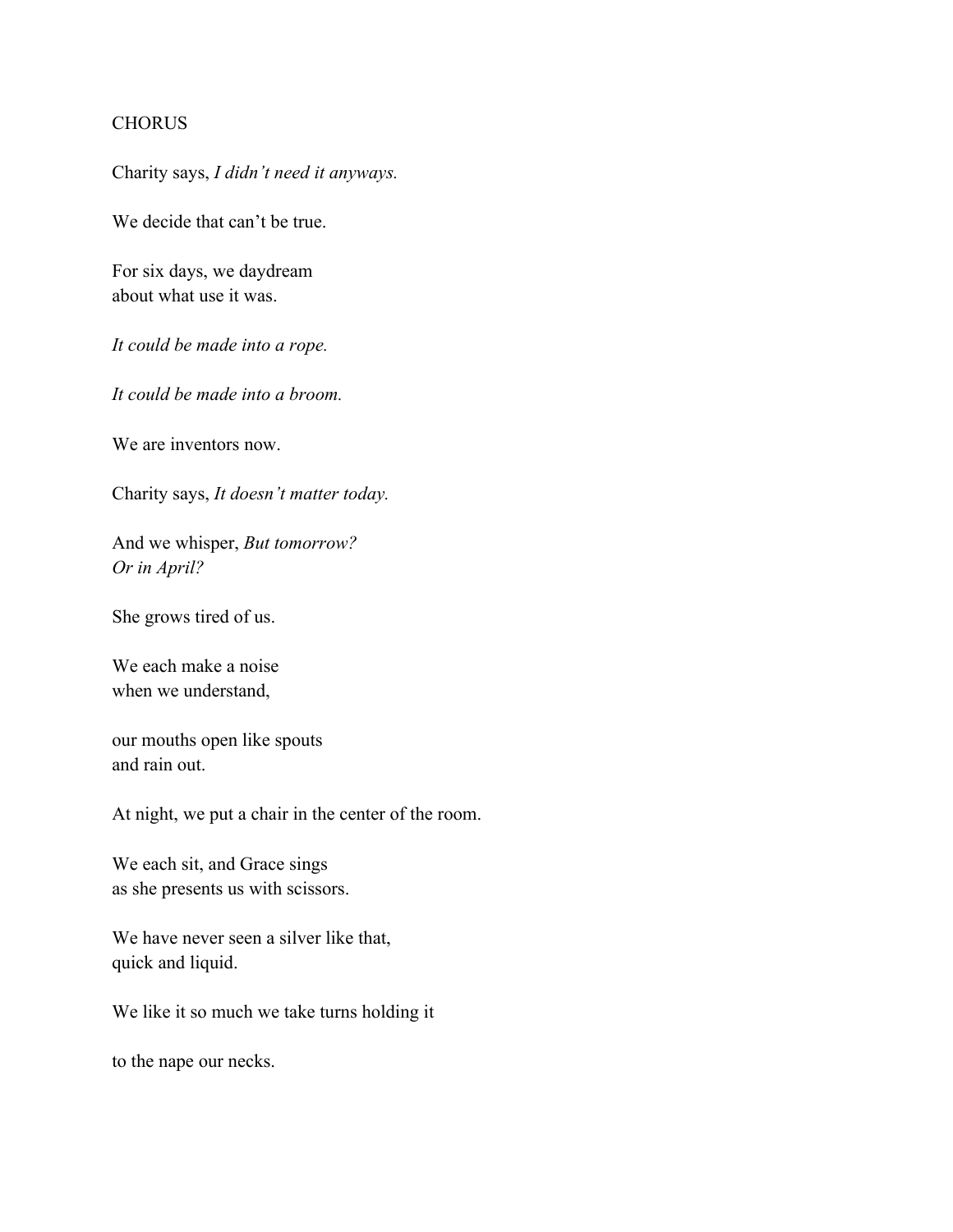CHORUS

Charity says, *I didn't need it anyways.*

We decide that can't be true.

For six days, we daydream  
about what use it was.

*It could be made into a rope.*

*It could be made into a broom.*

We are inventors now.

Charity says, *It doesn't matter today.*

And we whisper, *But tomorrow?*  
*Or in April?*

She grows tired of us.

We each make a noise  
when we understand,

our mouths open like spouts  
and rain out.

At night, we put a chair in the center of the room.

We each sit, and Grace sings  
as she presents us with scissors.

We have never seen a silver like that,  
quick and liquid.

We like it so much we take turns holding it

to the nape our necks.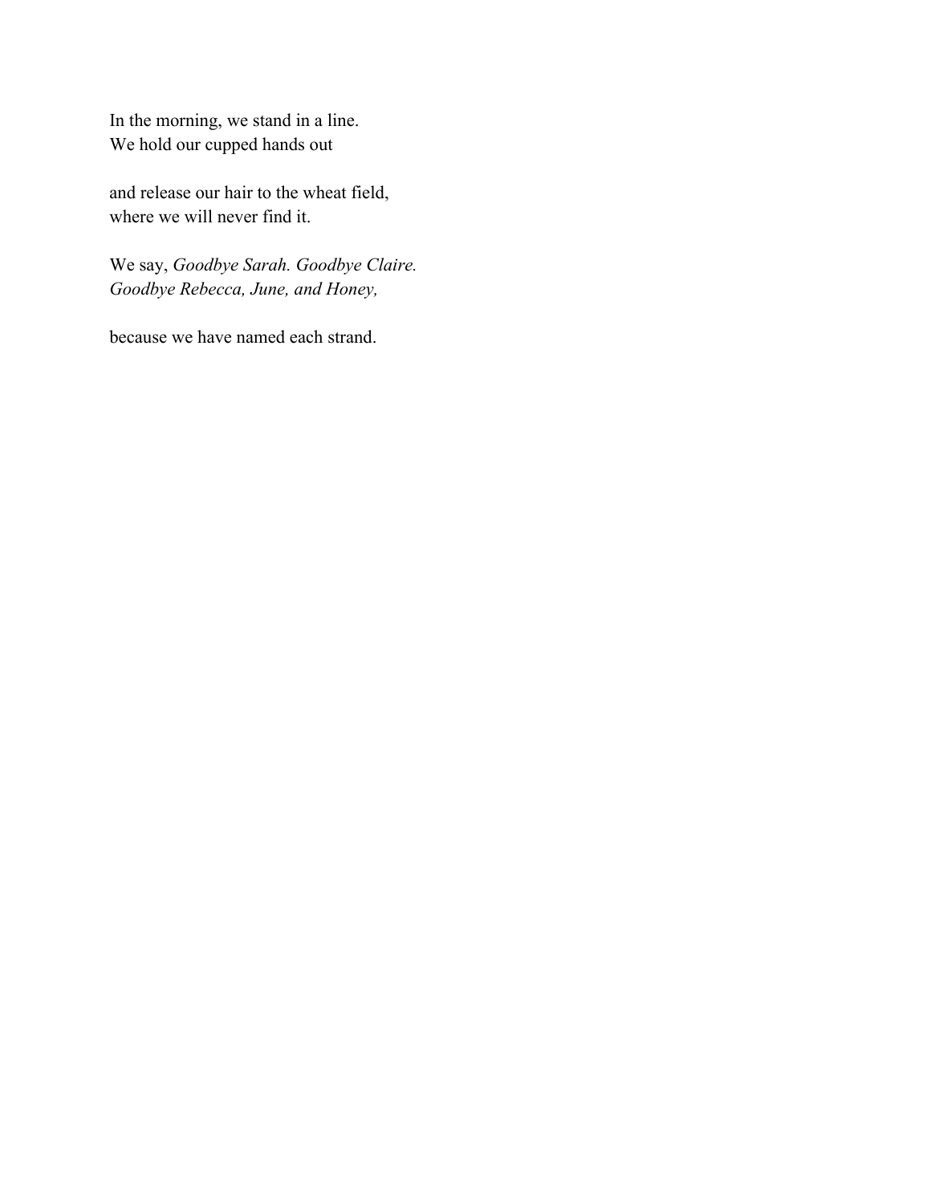In the morning, we stand in a line.
We hold our cupped hands out

and release our hair to the wheat field,
where we will never find it.

We say, *Goodbye Sarah. Goodbye Claire.*
*Goodbye Rebecca, June, and Honey,*

because we have named each strand.